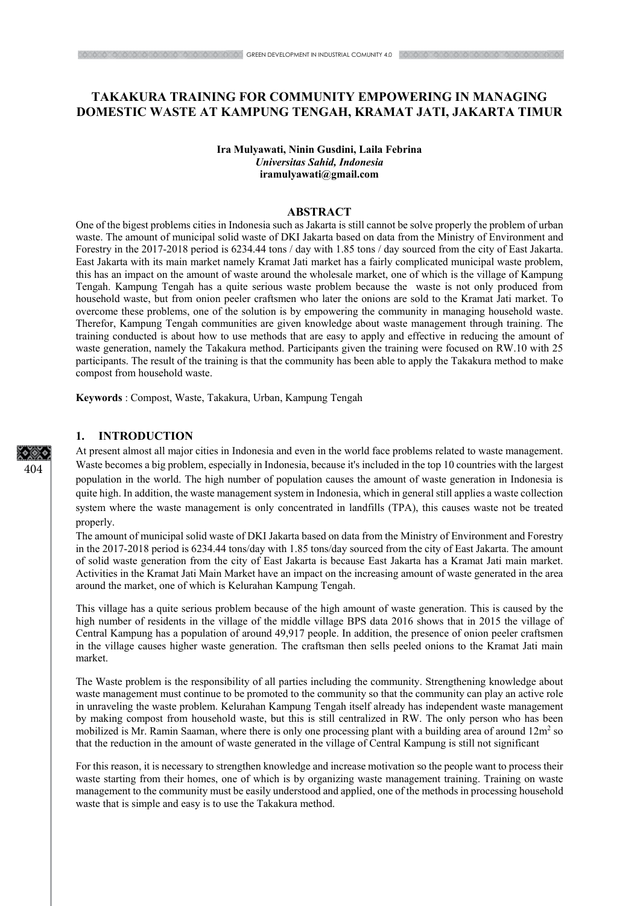# TAKAKURA TRAINING FOR COMMUNITY EMPOWERING IN MANAGING DOMESTIC WASTE AT KAMPUNG TENGAH, KRAMAT JATI, JAKARTA TIMUR

**Ira Mulyawati, Ninin Gusdini, Laila Febrina**
*Universitas Sahid, Indonesia*
**iramulyawati@gmail.com**

## ABSTRACT

One of the bigest problems cities in Indonesia such as Jakarta is still cannot be solve properly the problem of urban waste. The amount of municipal solid waste of DKI Jakarta based on data from the Ministry of Environment and Forestry in the 2017-2018 period is 6234.44 tons / day with 1.85 tons / day sourced from the city of East Jakarta. East Jakarta with its main market namely Kramat Jati market has a fairly complicated municipal waste problem, this has an impact on the amount of waste around the wholesale market, one of which is the village of Kampung Tengah. Kampung Tengah has a quite serious waste problem because the waste is not only produced from household waste, but from onion peeler craftsmen who later the onions are sold to the Kramat Jati market. To overcome these problems, one of the solution is by empowering the community in managing household waste. Therefor, Kampung Tengah communities are given knowledge about waste management through training. The training conducted is about how to use methods that are easy to apply and effective in reducing the amount of waste generation, namely the Takakura method. Participants given the training were focused on RW.10 with 25 participants. The result of the training is that the community has been able to apply the Takakura method to make compost from household waste.

**Keywords** : Compost, Waste, Takakura, Urban, Kampung Tengah

## 1. INTRODUCTION

At present almost all major cities in Indonesia and even in the world face problems related to waste management. Waste becomes a big problem, especially in Indonesia, because it's included in the top 10 countries with the largest population in the world. The high number of population causes the amount of waste generation in Indonesia is quite high. In addition, the waste management system in Indonesia, which in general still applies a waste collection system where the waste management is only concentrated in landfills (TPA), this causes waste not be treated properly.

The amount of municipal solid waste of DKI Jakarta based on data from the Ministry of Environment and Forestry in the 2017-2018 period is 6234.44 tons/day with 1.85 tons/day sourced from the city of East Jakarta. The amount of solid waste generation from the city of East Jakarta is because East Jakarta has a Kramat Jati main market. Activities in the Kramat Jati Main Market have an impact on the increasing amount of waste generated in the area around the market, one of which is Kelurahan Kampung Tengah.

This village has a quite serious problem because of the high amount of waste generation. This is caused by the high number of residents in the village of the middle village BPS data 2016 shows that in 2015 the village of Central Kampung has a population of around 49,917 people. In addition, the presence of onion peeler craftsmen in the village causes higher waste generation. The craftsman then sells peeled onions to the Kramat Jati main market.

The Waste problem is the responsibility of all parties including the community. Strengthening knowledge about waste management must continue to be promoted to the community so that the community can play an active role in unraveling the waste problem. Kelurahan Kampung Tengah itself already has independent waste management by making compost from household waste, but this is still centralized in RW. The only person who has been mobilized is Mr. Ramin Saaman, where there is only one processing plant with a building area of around 12m$^2$ so that the reduction in the amount of waste generated in the village of Central Kampung is still not significant

For this reason, it is necessary to strengthen knowledge and increase motivation so the people want to process their waste starting from their homes, one of which is by organizing waste management training. Training on waste management to the community must be easily understood and applied, one of the methods in processing household waste that is simple and easy is to use the Takakura method.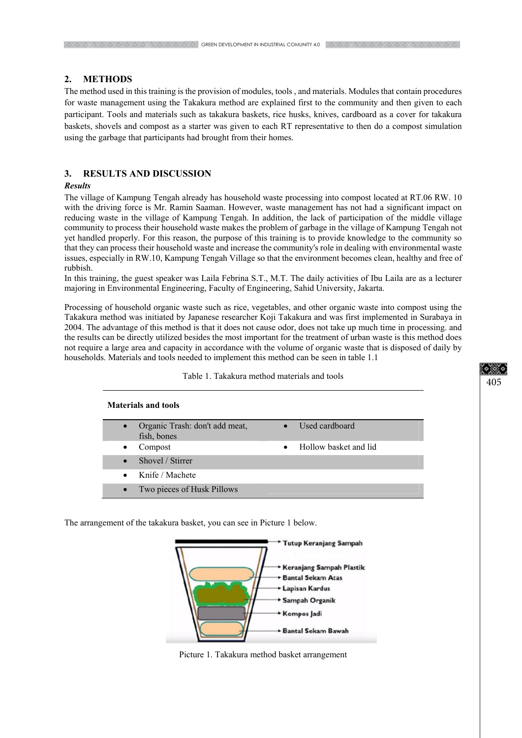## 2. METHODS

The method used in this training is the provision of modules, tools , and materials. Modules that contain procedures for waste management using the Takakura method are explained first to the community and then given to each participant. Tools and materials such as takakura baskets, rice husks, knives, cardboard as a cover for takakura baskets, shovels and compost as a starter was given to each RT representative to then do a compost simulation using the garbage that participants had brought from their homes.

## 3. RESULTS AND DISCUSSION

### *Results*

The village of Kampung Tengah already has household waste processing into compost located at RT.06 RW. 10 with the driving force is Mr. Ramin Saaman. However, waste management has not had a significant impact on reducing waste in the village of Kampung Tengah. In addition, the lack of participation of the middle village community to process their household waste makes the problem of garbage in the village of Kampung Tengah not yet handled properly. For this reason, the purpose of this training is to provide knowledge to the community so that they can process their household waste and increase the community's role in dealing with environmental waste issues, especially in RW.10, Kampung Tengah Village so that the environment becomes clean, healthy and free of rubbish.

In this training, the guest speaker was Laila Febrina S.T., M.T. The daily activities of Ibu Laila are as a lecturer majoring in Environmental Engineering, Faculty of Engineering, Sahid University, Jakarta.

Processing of household organic waste such as rice, vegetables, and other organic waste into compost using the Takakura method was initiated by Japanese researcher Koji Takakura and was first implemented in Surabaya in 2004. The advantage of this method is that it does not cause odor, does not take up much time in processing. and the results can be directly utilized besides the most important for the treatment of urban waste is this method does not require a large area and capacity in accordance with the volume of organic waste that is disposed of daily by households. Materials and tools needed to implement this method can be seen in table 1.1

Table 1. Takakura method materials and tools

| **Materials and tools** | |
|---|---|
| • Organic Trash: don't add meat, fish, bones | • Used cardboard |
| • Compost | • Hollow basket and lid |
| • Shovel / Stirrer | |
| • Knife / Machete | |
| • Two pieces of Husk Pillows | |

The arrangement of the takakura basket, you can see in Picture 1 below.

Tutup Keranjang Sampah
Keranjang Sampah Plastik
Bantal Sekam Atas
Lapisan Kardus
Sampah Organik
Kompos Jadi
Bantal Sekam Bawah

Picture 1. Takakura method basket arrangement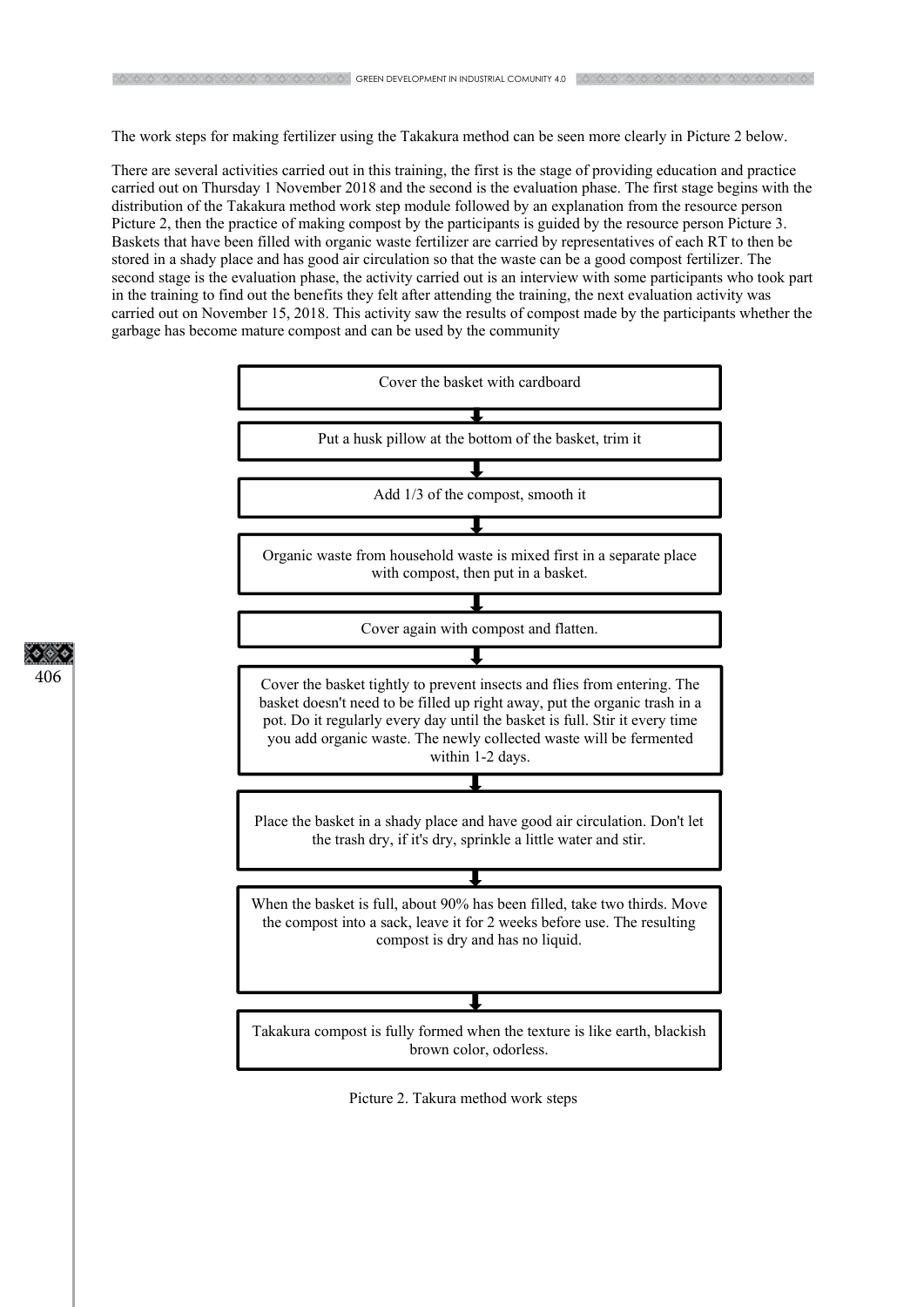The work steps for making fertilizer using the Takakura method can be seen more clearly in Picture 2 below.

There are several activities carried out in this training, the first is the stage of providing education and practice carried out on Thursday 1 November 2018 and the second is the evaluation phase. The first stage begins with the distribution of the Takakura method work step module followed by an explanation from the resource person Picture 2, then the practice of making compost by the participants is guided by the resource person Picture 3. Baskets that have been filled with organic waste fertilizer are carried by representatives of each RT to then be stored in a shady place and has good air circulation so that the waste can be a good compost fertilizer. The second stage is the evaluation phase, the activity carried out is an interview with some participants who took part in the training to find out the benefits they felt after attending the training, the next evaluation activity was carried out on November 15, 2018. This activity saw the results of compost made by the participants whether the garbage has become mature compost and can be used by the community

1. Cover the basket with cardboard
2. Put a husk pillow at the bottom of the basket, trim it
3. Add 1/3 of the compost, smooth it
4. Organic waste from household waste is mixed first in a separate place with compost, then put in a basket.
5. Cover again with compost and flatten.
6. Cover the basket tightly to prevent insects and flies from entering. The basket doesn't need to be filled up right away, put the organic trash in a pot. Do it regularly every day until the basket is full. Stir it every time you add organic waste. The newly collected waste will be fermented within 1-2 days.
7. Place the basket in a shady place and have good air circulation. Don't let the trash dry, if it's dry, sprinkle a little water and stir.
8. When the basket is full, about 90% has been filled, take two thirds. Move the compost into a sack, leave it for 2 weeks before use. The resulting compost is dry and has no liquid.
9. Takakura compost is fully formed when the texture is like earth, blackish brown color, odorless.

Picture 2. Takura method work steps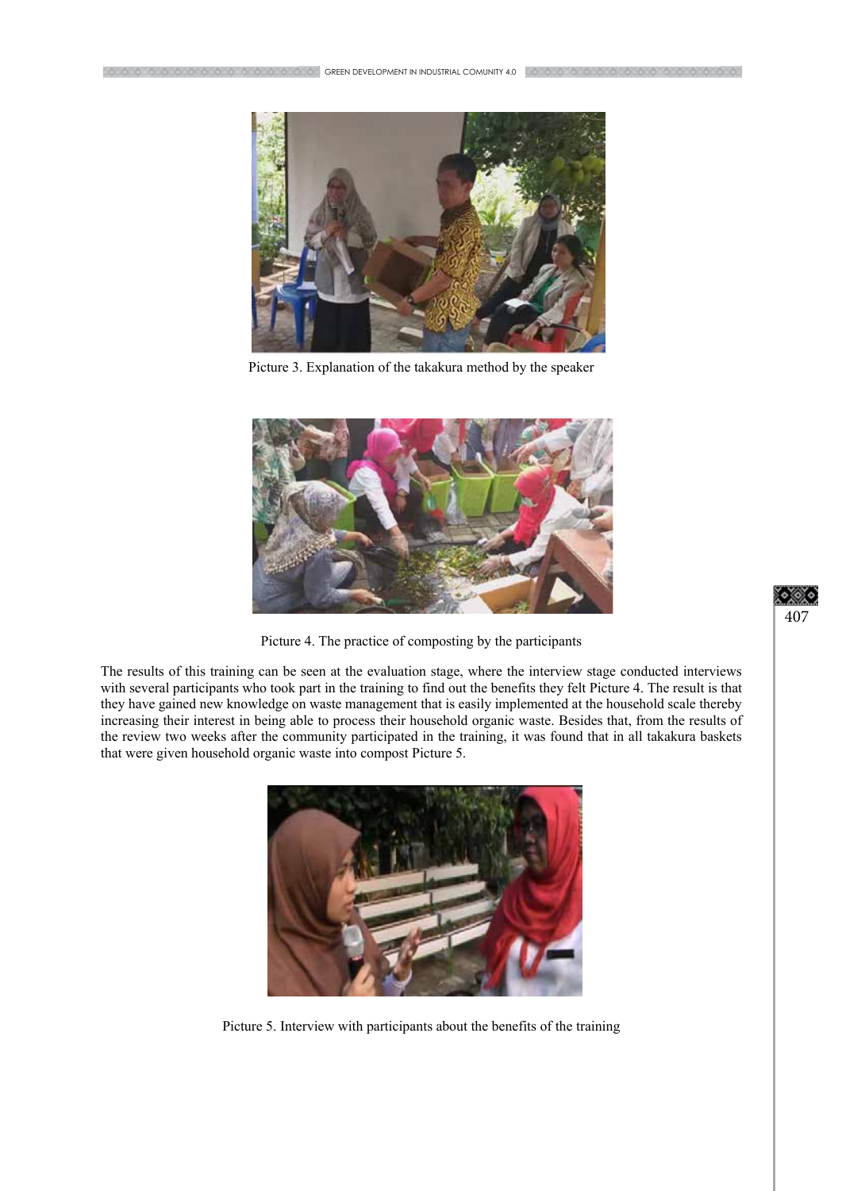Picture 3. Explanation of the takakura method by the speaker

Picture 4. The practice of composting by the participants

The results of this training can be seen at the evaluation stage, where the interview stage conducted interviews with several participants who took part in the training to find out the benefits they felt Picture 4. The result is that they have gained new knowledge on waste management that is easily implemented at the household scale thereby increasing their interest in being able to process their household organic waste. Besides that, from the results of the review two weeks after the community participated in the training, it was found that in all takakura baskets that were given household organic waste into compost Picture 5.

Picture 5. Interview with participants about the benefits of the training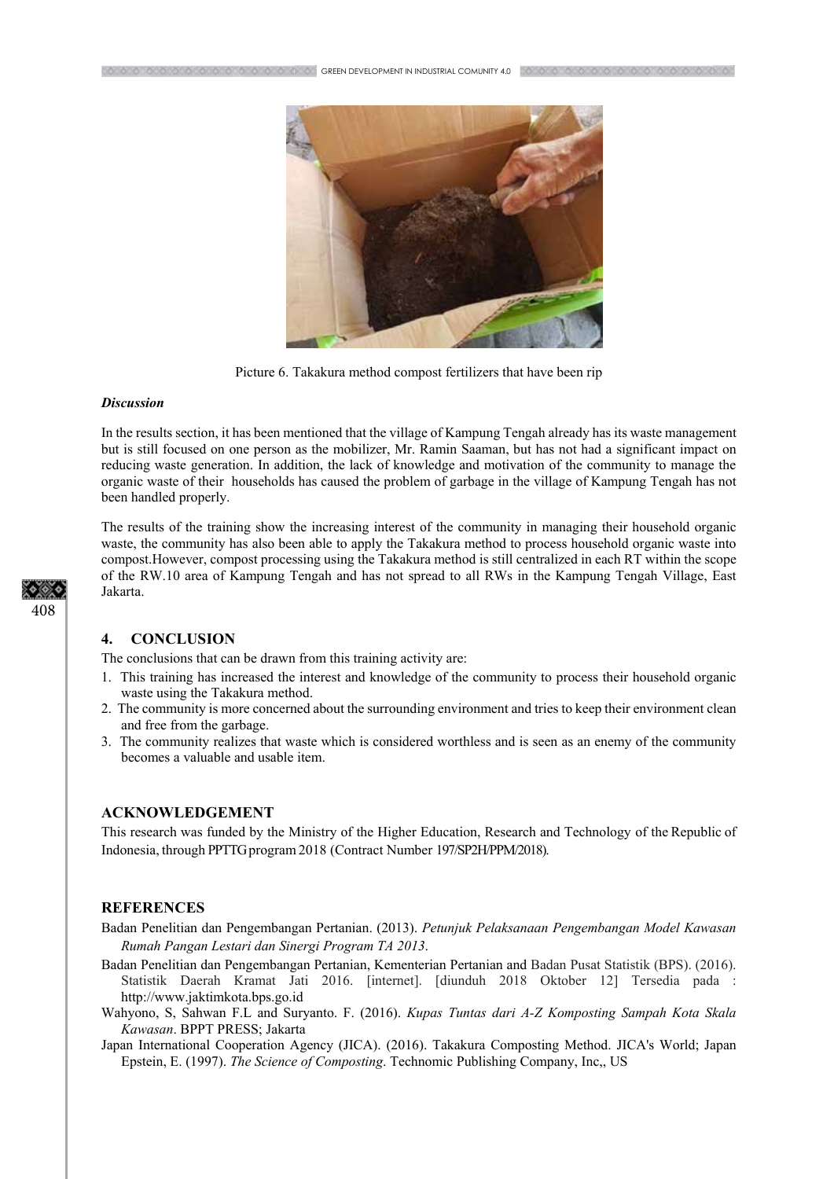Picture 6. Takakura method compost fertilizers that have been rip

***Discussion***

In the results section, it has been mentioned that the village of Kampung Tengah already has its waste management but is still focused on one person as the mobilizer, Mr. Ramin Saaman, but has not had a significant impact on reducing waste generation. In addition, the lack of knowledge and motivation of the community to manage the organic waste of their households has caused the problem of garbage in the village of Kampung Tengah has not been handled properly.

The results of the training show the increasing interest of the community in managing their household organic waste, the community has also been able to apply the Takakura method to process household organic waste into compost.However, compost processing using the Takakura method is still centralized in each RT within the scope of the RW.10 area of Kampung Tengah and has not spread to all RWs in the Kampung Tengah Village, East Jakarta.

## 4. CONCLUSION

The conclusions that can be drawn from this training activity are:

1. This training has increased the interest and knowledge of the community to process their household organic waste using the Takakura method.
2. The community is more concerned about the surrounding environment and tries to keep their environment clean and free from the garbage.
3. The community realizes that waste which is considered worthless and is seen as an enemy of the community becomes a valuable and usable item.

## ACKNOWLEDGEMENT

This research was funded by the Ministry of the Higher Education, Research and Technology of the Republic of Indonesia, through PPTTG program 2018 (Contract Number 197/SP2H/PPM/2018).

## REFERENCES

Badan Penelitian dan Pengembangan Pertanian. (2013). *Petunjuk Pelaksanaan Pengembangan Model Kawasan Rumah Pangan Lestari dan Sinergi Program TA 2013*.

Badan Penelitian dan Pengembangan Pertanian, Kementerian Pertanian and Badan Pusat Statistik (BPS). (2016). Statistik Daerah Kramat Jati 2016. [internet]. [diunduh 2018 Oktober 12] Tersedia pada : http://www.jaktimkota.bps.go.id

Wahyono, S, Sahwan F.L and Suryanto. F. (2016). *Kupas Tuntas dari A-Z Komposting Sampah Kota Skala Kawasan*. BPPT PRESS; Jakarta

Japan International Cooperation Agency (JICA). (2016). Takakura Composting Method. JICA's World; Japan

Epstein, E. (1997). *The Science of Composting*. Technomic Publishing Company, Inc,, US